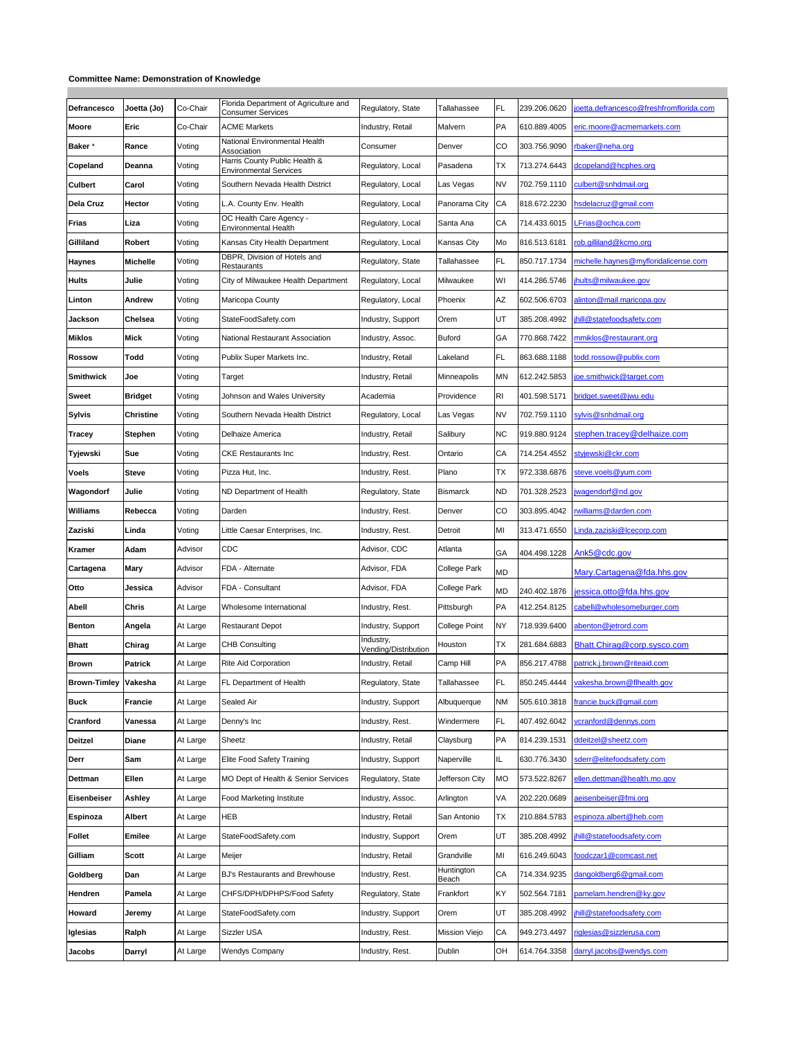**Committee Name: Demonstration of Knowledge**

| | | | | | | | | |
|---|---|---|---|---|---|---|---|---|
| **Defrancesco** | **Joetta (Jo)** | Co-Chair | Florida Department of Agriculture and Consumer Services | Regulatory, State | Tallahassee | FL | 239.206.0620 | joetta.defrancesco@freshfromflorida.com |
| **Moore** | **Eric** | Co-Chair | ACME Markets | Industry, Retail | Malvern | PA | 610.889.4005 | eric.moore@acmemarkets.com |
| **Baker** * | **Rance** | Voting | National Environmental Health Association | Consumer | Denver | CO | 303.756.9090 | rbaker@neha.org |
| **Copeland** | **Deanna** | Voting | Harris County Public Health & Environmental Services | Regulatory, Local | Pasadena | TX | 713.274.6443 | dcopeland@hcphes.org |
| **Culbert** | **Carol** | Voting | Southern Nevada Health District | Regulatory, Local | Las Vegas | NV | 702.759.1110 | culbert@snhdmail.org |
| **Dela Cruz** | **Hector** | Voting | L.A. County Env. Health | Regulatory, Local | Panorama City | CA | 818.672.2230 | hsdelacruz@gmail.com |
| **Frias** | **Liza** | Voting | OC Health Care Agency - Environmental Health | Regulatory, Local | Santa Ana | CA | 714.433.6015 | LFrias@ochca.com |
| **Gilliland** | **Robert** | Voting | Kansas City Health Department | Regulatory, Local | Kansas City | Mo | 816.513.6181 | rob.gilliland@kcmo.org |
| **Haynes** | **Michelle** | Voting | DBPR, Division of Hotels and Restaurants | Regulatory, State | Tallahassee | FL | 850.717.1734 | michelle.haynes@myfloridalicense.com |
| **Hults** | **Julie** | Voting | City of Milwaukee Health Department | Regulatory, Local | Milwaukee | WI | 414.286.5746 | jhults@milwaukee.gov |
| **Linton** | **Andrew** | Voting | Maricopa County | Regulatory, Local | Phoenix | AZ | 602.506.6703 | alinton@mail.maricopa.gov |
| **Jackson** | **Chelsea** | Voting | StateFoodSafety.com | Industry, Support | Orem | UT | 385.208.4992 | jhill@statefoodsafety.com |
| **Miklos** | **Mick** | Voting | National Restaurant Association | Industry, Assoc. | Buford | GA | 770.868.7422 | mmiklos@restaurant.org |
| **Rossow** | **Todd** | Voting | Publix Super Markets Inc. | Industry, Retail | Lakeland | FL | 863.688.1188 | todd.rossow@publix.com |
| **Smithwick** | **Joe** | Voting | Target | Industry, Retail | Minneapolis | MN | 612.242.5853 | joe.smithwick@target.com |
| **Sweet** | **Bridget** | Voting | Johnson and Wales University | Academia | Providence | RI | 401.598.5171 | bridget.sweet@jwu.edu |
| **Sylvis** | **Christine** | Voting | Southern Nevada Health District | Regulatory, Local | Las Vegas | NV | 702.759.1110 | sylvis@snhdmail.org |
| **Tracey** | **Stephen** | Voting | Delhaize America | Industry, Retail | Salibury | NC | 919.880.9124 | stephen.tracey@delhaize.com |
| **Tyjewski** | **Sue** | Voting | CKE Restaurants Inc | Industry, Rest. | Ontario | CA | 714.254.4552 | styjewski@ckr.com |
| **Voels** | **Steve** | Voting | Pizza Hut, Inc. | Industry, Rest. | Plano | TX | 972.338.6876 | steve.voels@yum.com |
| **Wagondorf** | **Julie** | Voting | ND Department of Health | Regulatory, State | Bismarck | ND | 701.328.2523 | jwagendorf@nd.gov |
| **Williams** | **Rebecca** | Voting | Darden | Industry, Rest. | Denver | CO | 303.895.4042 | rwilliams@darden.com |
| **Zaziski** | **Linda** | Voting | Little Caesar Enterprises, Inc. | Industry, Rest. | Detroit | MI | 313.471.6550 | Linda.zaziski@lcecorp.com |
| **Kramer** | **Adam** | Advisor | CDC | Advisor, CDC | Atlanta | GA | 404.498.1228 | Ank5@cdc.gov |
| **Cartagena** | **Mary** | Advisor | FDA - Alternate | Advisor, FDA | College Park | MD | | Mary.Cartagena@fda.hhs.gov |
| **Otto** | **Jessica** | Advisor | FDA - Consultant | Advisor, FDA | College Park | MD | 240.402.1876 | jessica.otto@fda.hhs.gov |
| **Abell** | **Chris** | At Large | Wholesome International | Industry, Rest. | Pittsburgh | PA | 412.254.8125 | cabell@wholesomeburger.com |
| **Benton** | **Angela** | At Large | Restaurant Depot | Industry, Support | College Point | NY | 718.939.6400 | abenton@jetrord.com |
| **Bhatt** | **Chirag** | At Large | CHB Consulting | Industry, Vending/Distribution | Houston | TX | 281.684.6883 | Bhatt.Chirag@corp.sysco.com |
| **Brown** | **Patrick** | At Large | Rite Aid Corporation | Industry, Retail | Camp Hill | PA | 856.217.4788 | patrick.j.brown@riteaid.com |
| **Brown-Timley** | **Vakesha** | At Large | FL Department of Health | Regulatory, State | Tallahassee | FL | 850.245.4444 | vakesha.brown@flhealth.gov |
| **Buck** | **Francie** | At Large | Sealed Air | Industry, Support | Albuquerque | NM | 505.610.3818 | francie.buck@gmail.com |
| **Cranford** | **Vanessa** | At Large | Denny's Inc | Industry, Rest. | Windermere | FL | 407.492.6042 | vcranford@dennys.com |
| **Deitzel** | **Diane** | At Large | Sheetz | Industry, Retail | Claysburg | PA | 814.239.1531 | ddeitzel@sheetz.com |
| **Derr** | **Sam** | At Large | Elite Food Safety Training | Industry, Support | Naperville | IL | 630.776.3430 | sderr@elitefoodsafety.com |
| **Dettman** | **Ellen** | At Large | MO Dept of Health & Senior Services | Regulatory, State | Jefferson City | MO | 573.522.8267 | ellen.dettman@health.mo.gov |
| **Eisenbeiser** | **Ashley** | At Large | Food Marketing Institute | Industry, Assoc. | Arlington | VA | 202.220.0689 | aeisenbeiser@fmi.org |
| **Espinoza** | **Albert** | At Large | HEB | Industry, Retail | San Antonio | TX | 210.884.5783 | espinoza.albert@heb.com |
| **Follet** | **Emilee** | At Large | StateFoodSafety.com | Industry, Support | Orem | UT | 385.208.4992 | jhill@statefoodsafety.com |
| **Gilliam** | **Scott** | At Large | Meijer | Industry, Retail | Grandville | MI | 616.249.6043 | foodczar1@comcast.net |
| **Goldberg** | **Dan** | At Large | BJ's Restaurants and Brewhouse | Industry, Rest. | Huntington Beach | CA | 714.334.9235 | dangoldberg6@gmail.com |
| **Hendren** | **Pamela** | At Large | CHFS/DPH/DPHPS/Food Safety | Regulatory, State | Frankfort | KY | 502.564.7181 | pamelam.hendren@ky.gov |
| **Howard** | **Jeremy** | At Large | StateFoodSafety.com | Industry, Support | Orem | UT | 385.208.4992 | jhill@statefoodsafety.com |
| **Iglesias** | **Ralph** | At Large | Sizzler USA | Industry, Rest. | Mission Viejo | CA | 949.273.4497 | riglesias@sizzlerusa.com |
| **Jacobs** | **Darryl** | At Large | Wendys Company | Industry, Rest. | Dublin | OH | 614.764.3358 | darryl.jacobs@wendys.com |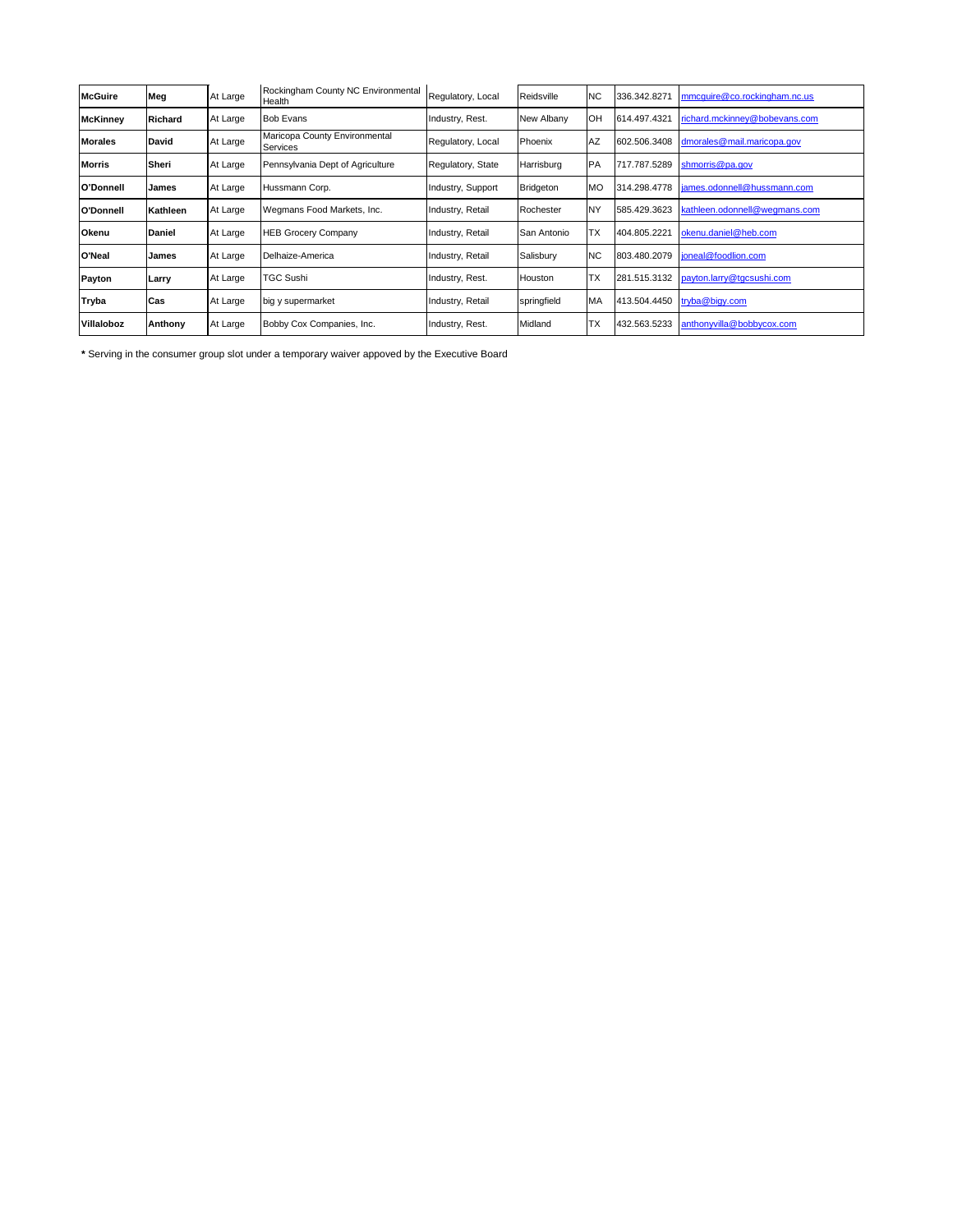| | | | | | | | | |
|---|---|---|---|---|---|---|---|---|
| **McGuire** | **Meg** | At Large | Rockingham County NC Environmental Health | Regulatory, Local | Reidsville | NC | 336.342.8271 | mmcguire@co.rockingham.nc.us |
| **McKinney** | **Richard** | At Large | Bob Evans | Industry, Rest. | New Albany | OH | 614.497.4321 | richard.mckinney@bobevans.com |
| **Morales** | **David** | At Large | Maricopa County Environmental Services | Regulatory, Local | Phoenix | AZ | 602.506.3408 | dmorales@mail.maricopa.gov |
| **Morris** | **Sheri** | At Large | Pennsylvania Dept of Agriculture | Regulatory, State | Harrisburg | PA | 717.787.5289 | shmorris@pa.gov |
| **O'Donnell** | **James** | At Large | Hussmann Corp. | Industry, Support | Bridgeton | MO | 314.298.4778 | james.odonnell@hussmann.com |
| **O'Donnell** | **Kathleen** | At Large | Wegmans Food Markets, Inc. | Industry, Retail | Rochester | NY | 585.429.3623 | kathleen.odonnell@wegmans.com |
| **Okenu** | **Daniel** | At Large | HEB Grocery Company | Industry, Retail | San Antonio | TX | 404.805.2221 | okenu.daniel@heb.com |
| **O'Neal** | **James** | At Large | Delhaize-America | Industry, Retail | Salisbury | NC | 803.480.2079 | joneal@foodlion.com |
| **Payton** | **Larry** | At Large | TGC Sushi | Industry, Rest. | Houston | TX | 281.515.3132 | payton.larry@tgcsushi.com |
| **Tryba** | **Cas** | At Large | big y supermarket | Industry, Retail | springfield | MA | 413.504.4450 | tryba@bigy.com |
| **Villaloboz** | **Anthony** | At Large | Bobby Cox Companies, Inc. | Industry, Rest. | Midland | TX | 432.563.5233 | anthonyvilla@bobbycox.com |

**\*** Serving in the consumer group slot under a temporary waiver appoved by the Executive Board